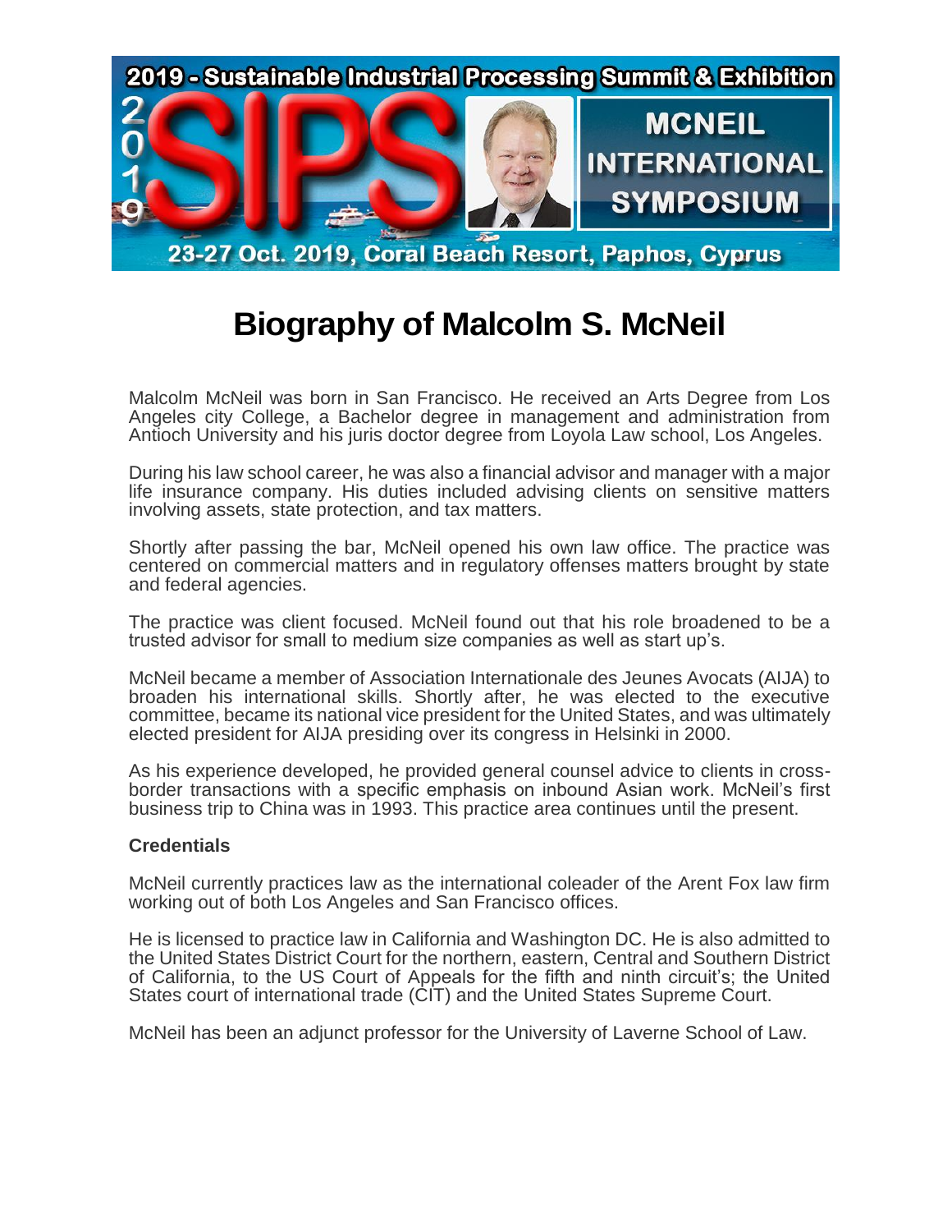# Biography of Malcolm S. McNeil

Malcolm McNeil was born in San Francisco. He received an Arts Degree from Los Angeles city College, a Bachelor degree in management and administration from Antioch University and his juris doctor degree from Loyola Law school, Los Angeles.

During his law school career, he was also a financial advisor and manager with a major life insurance company. His duties included advising clients on sensitive matters involving assets, state protection, and tax matters.

Shortly after passing the bar, McNeil opened his own law office. The practice was centered on commercial matters and in regulatory offenses matters brought by state and federal agencies.

The practice was client focused. McNeil found out that his role broadened to be a trusted advisor for small to medium size companies as well as start up's.

McNeil became a member of Association Internationale des Jeunes Avocats (AIJA) to broaden his international skills. Shortly after, he was elected to the executive committee, became its national vice president for the United States, and was ultimately elected president for AIJA presiding over its congress in Helsinki in 2000.

As his experience developed, he provided general counsel advice to clients in cross-border transactions with a specific emphasis on inbound Asian work. McNeil's first business trip to China was in 1993. This practice area continues until the present.

### Credentials

McNeil currently practices law as the international coleader of the Arent Fox law firm working out of both Los Angeles and San Francisco offices.

He is licensed to practice law in California and Washington DC. He is also admitted to the United States District Court for the northern, eastern, Central and Southern District of California, to the US Court of Appeals for the fifth and ninth circuit's; the United States court of international trade (CIT) and the United States Supreme Court.

McNeil has been an adjunct professor for the University of Laverne School of Law.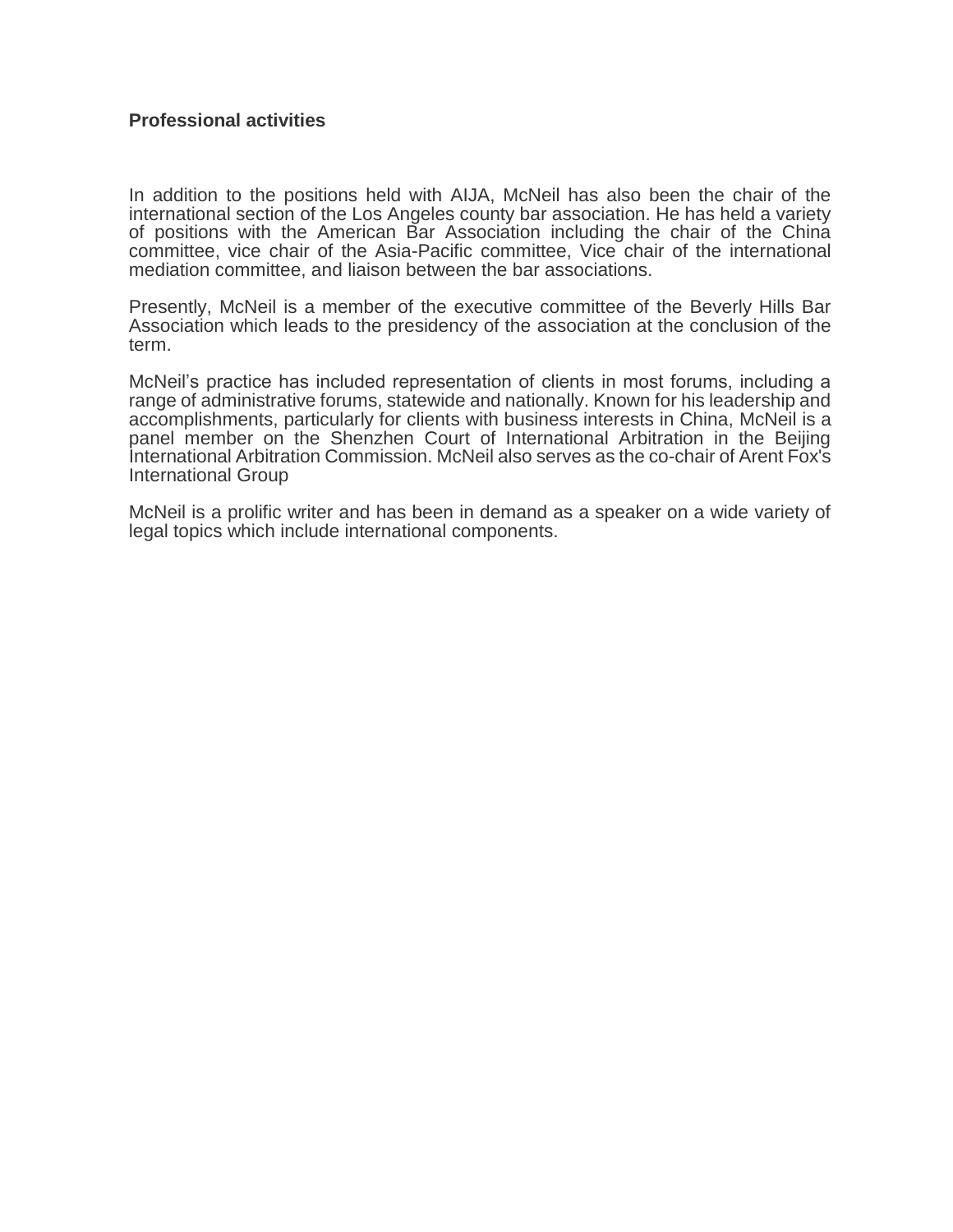**Professional activities**

In addition to the positions held with AIJA, McNeil has also been the chair of the international section of the Los Angeles county bar association. He has held a variety of positions with the American Bar Association including the chair of the China committee, vice chair of the Asia-Pacific committee, Vice chair of the international mediation committee, and liaison between the bar associations.

Presently, McNeil is a member of the executive committee of the Beverly Hills Bar Association which leads to the presidency of the association at the conclusion of the term.

McNeil's practice has included representation of clients in most forums, including a range of administrative forums, statewide and nationally. Known for his leadership and accomplishments, particularly for clients with business interests in China, McNeil is a panel member on the Shenzhen Court of International Arbitration in the Beijing International Arbitration Commission. McNeil also serves as the co-chair of Arent Fox's International Group

McNeil is a prolific writer and has been in demand as a speaker on a wide variety of legal topics which include international components.